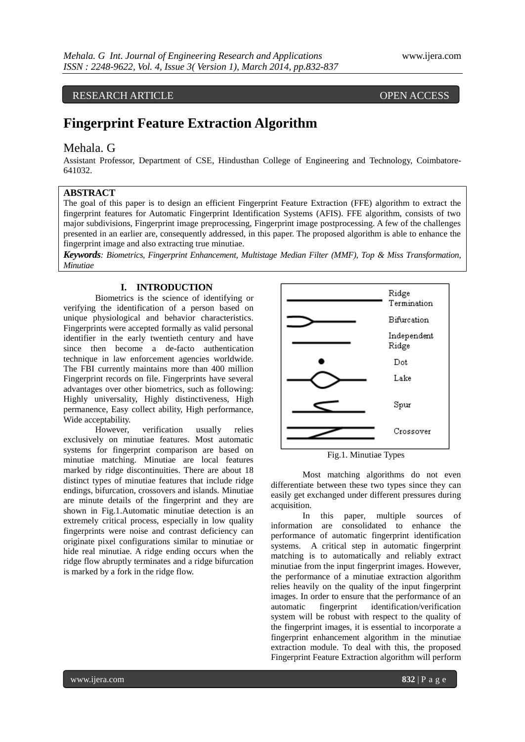RESEARCH ARTICLE OPEN ACCESS

# Fingerprint Feature Extraction Algorithm

## Mehala. G

Assistant Professor, Department of CSE, Hindusthan College of Engineering and Technology, Coimbatore-641032.

**ABSTRACT**

The goal of this paper is to design an efficient Fingerprint Feature Extraction (FFE) algorithm to extract the fingerprint features for Automatic Fingerprint Identification Systems (AFIS). FFE algorithm, consists of two major subdivisions, Fingerprint image preprocessing, Fingerprint image postprocessing. A few of the challenges presented in an earlier are, consequently addressed, in this paper. The proposed algorithm is able to enhance the fingerprint image and also extracting true minutiae.

***Keywords****: Biometrics, Fingerprint Enhancement, Multistage Median Filter (MMF), Top & Miss Transformation, Minutiae*

## I. INTRODUCTION

Biometrics is the science of identifying or verifying the identification of a person based on unique physiological and behavior characteristics. Fingerprints were accepted formally as valid personal identifier in the early twentieth century and have since then become a de-facto authentication technique in law enforcement agencies worldwide. The FBI currently maintains more than 400 million Fingerprint records on file. Fingerprints have several advantages over other biometrics, such as following: Highly universality, Highly distinctiveness, High permanence, Easy collect ability, High performance, Wide acceptability.

However, verification usually relies exclusively on minutiae features. Most automatic systems for fingerprint comparison are based on minutiae matching. Minutiae are local features marked by ridge discontinuities. There are about 18 distinct types of minutiae features that include ridge endings, bifurcation, crossovers and islands. Minutiae are minute details of the fingerprint and they are shown in Fig.1.Automatic minutiae detection is an extremely critical process, especially in low quality fingerprints were noise and contrast deficiency can originate pixel configurations similar to minutiae or hide real minutiae. A ridge ending occurs when the ridge flow abruptly terminates and a ridge bifurcation is marked by a fork in the ridge flow.

Ridge Termination

Bifurcation

Independent Ridge

Dot

Lake

Spur

Crossover

Fig.1. Minutiae Types

Most matching algorithms do not even differentiate between these two types since they can easily get exchanged under different pressures during acquisition.

In this paper, multiple sources of information are consolidated to enhance the performance of automatic fingerprint identification systems. A critical step in automatic fingerprint matching is to automatically and reliably extract minutiae from the input fingerprint images. However, the performance of a minutiae extraction algorithm relies heavily on the quality of the input fingerprint images. In order to ensure that the performance of an automatic fingerprint identification/verification system will be robust with respect to the quality of the fingerprint images, it is essential to incorporate a fingerprint enhancement algorithm in the minutiae extraction module. To deal with this, the proposed Fingerprint Feature Extraction algorithm will perform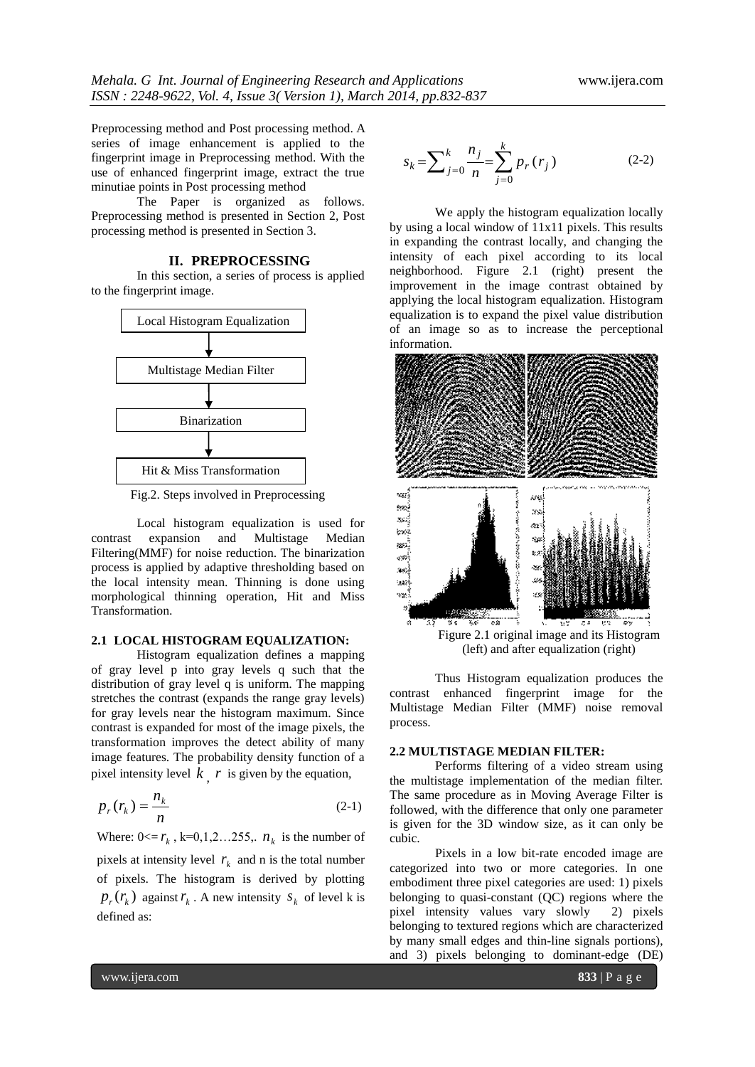Preprocessing method and Post processing method. A series of image enhancement is applied to the fingerprint image in Preprocessing method. With the use of enhanced fingerprint image, extract the true minutiae points in Post processing method

The Paper is organized as follows. Preprocessing method is presented in Section 2, Post processing method is presented in Section 3.

## II. PREPROCESSING

In this section, a series of process is applied to the fingerprint image.

Local Histogram Equalization → Multistage Median Filter → Binarization → Hit & Miss Transformation

Fig.2. Steps involved in Preprocessing

Local histogram equalization is used for contrast expansion and Multistage Median Filtering(MMF) for noise reduction. The binarization process is applied by adaptive thresholding based on the local intensity mean. Thinning is done using morphological thinning operation, Hit and Miss Transformation.

### 2.1 LOCAL HISTOGRAM EQUALIZATION:

Histogram equalization defines a mapping of gray level p into gray levels q such that the distribution of gray level q is uniform. The mapping stretches the contrast (expands the range gray levels) for gray levels near the histogram maximum. Since contrast is expanded for most of the image pixels, the transformation improves the detect ability of many image features. The probability density function of a pixel intensity level $k$ , $r$ is given by the equation,

$$p_r(r_k) = \frac{n_k}{n} \tag{2-1}$$

Where: $0 <= r_k$ , k=0,1,2…255,. $n_k$ is the number of pixels at intensity level $r_k$ and n is the total number of pixels. The histogram is derived by plotting $p_r(r_k)$ against $r_k$ . A new intensity $s_k$ of level k is defined as:

$$s_k = \sum_{j=0}^{k} \frac{n_j}{n} = \sum_{j=0}^{k} p_r(r_j) \tag{2-2}$$

We apply the histogram equalization locally by using a local window of 11x11 pixels. This results in expanding the contrast locally, and changing the intensity of each pixel according to its local neighborhood. Figure 2.1 (right) present the improvement in the image contrast obtained by applying the local histogram equalization. Histogram equalization is to expand the pixel value distribution of an image so as to increase the perceptional information.

Figure 2.1 original image and its Histogram (left) and after equalization (right)

Thus Histogram equalization produces the contrast enhanced fingerprint image for the Multistage Median Filter (MMF) noise removal process.

### 2.2 MULTISTAGE MEDIAN FILTER:

Performs filtering of a video stream using the multistage implementation of the median filter. The same procedure as in Moving Average Filter is followed, with the difference that only one parameter is given for the 3D window size, as it can only be cubic.

Pixels in a low bit-rate encoded image are categorized into two or more categories. In one embodiment three pixel categories are used: 1) pixels belonging to quasi-constant (QC) regions where the pixel intensity values vary slowly 2) pixels belonging to textured regions which are characterized by many small edges and thin-line signals portions), and 3) pixels belonging to dominant-edge (DE)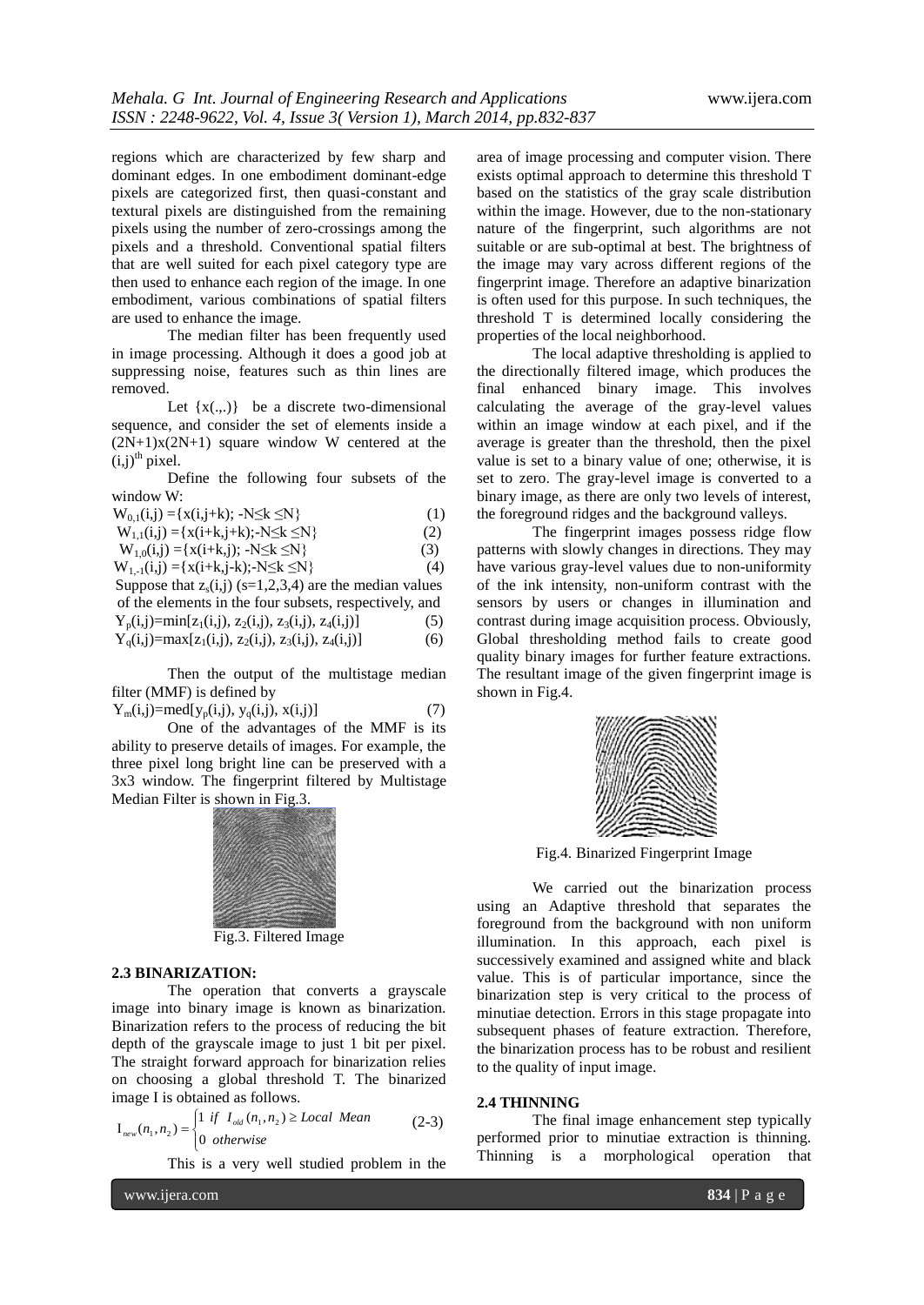regions which are characterized by few sharp and dominant edges. In one embodiment dominant-edge pixels are categorized first, then quasi-constant and textural pixels are distinguished from the remaining pixels using the number of zero-crossings among the pixels and a threshold. Conventional spatial filters that are well suited for each pixel category type are then used to enhance each region of the image. In one embodiment, various combinations of spatial filters are used to enhance the image.

The median filter has been frequently used in image processing. Although it does a good job at suppressing noise, features such as thin lines are removed.

Let $\{x(.,.)\}$ be a discrete two-dimensional sequence, and consider the set of elements inside a $(2N+1)x(2N+1)$ square window W centered at the $(i,j)^{th}$ pixel.

Define the following four subsets of the window W:

$$W_{0,1}(i,j) = \{x(i,j+k); -N \le k \le N\} \quad (1)$$

$$W_{1,1}(i,j) = \{x(i+k,j+k); -N \le k \le N\} \quad (2)$$

$$W_{1,0}(i,j) = \{x(i+k,j); -N \le k \le N\} \quad (3)$$

$$W_{1,-1}(i,j) = \{x(i+k,j-k); -N \le k \le N\} \quad (4)$$

Suppose that $z_s(i,j)$ (s=1,2,3,4) are the median values of the elements in the four subsets, respectively, and

$$Y_p(i,j) = \min[z_1(i,j), z_2(i,j), z_3(i,j), z_4(i,j)] \quad (5)$$

$$Y_q(i,j) = \max[z_1(i,j), z_2(i,j), z_3(i,j), z_4(i,j)] \quad (6)$$

Then the output of the multistage median filter (MMF) is defined by

$$Y_m(i,j) = \text{med}[y_p(i,j), y_q(i,j), x(i,j)] \quad (7)$$

One of the advantages of the MMF is its ability to preserve details of images. For example, the three pixel long bright line can be preserved with a 3x3 window. The fingerprint filtered by Multistage Median Filter is shown in Fig.3.

Fig.3. Filtered Image

### 2.3 BINARIZATION:

The operation that converts a grayscale image into binary image is known as binarization. Binarization refers to the process of reducing the bit depth of the grayscale image to just 1 bit per pixel. The straight forward approach for binarization relies on choosing a global threshold T. The binarized image I is obtained as follows.

$$I_{new}(n_1, n_2) = \begin{cases} 1 & \text{if } I_{old}(n_1, n_2) \ge Local\ Mean \\ 0 & otherwise \end{cases} \quad (2\text{-}3)$$

This is a very well studied problem in the area of image processing and computer vision. There exists optimal approach to determine this threshold T based on the statistics of the gray scale distribution within the image. However, due to the non-stationary nature of the fingerprint, such algorithms are not suitable or are sub-optimal at best. The brightness of the image may vary across different regions of the fingerprint image. Therefore an adaptive binarization is often used for this purpose. In such techniques, the threshold T is determined locally considering the properties of the local neighborhood.

The local adaptive thresholding is applied to the directionally filtered image, which produces the final enhanced binary image. This involves calculating the average of the gray-level values within an image window at each pixel, and if the average is greater than the threshold, then the pixel value is set to a binary value of one; otherwise, it is set to zero. The gray-level image is converted to a binary image, as there are only two levels of interest, the foreground ridges and the background valleys.

The fingerprint images possess ridge flow patterns with slowly changes in directions. They may have various gray-level values due to non-uniformity of the ink intensity, non-uniform contrast with the sensors by users or changes in illumination and contrast during image acquisition process. Obviously, Global thresholding method fails to create good quality binary images for further feature extractions. The resultant image of the given fingerprint image is shown in Fig.4.

Fig.4. Binarized Fingerprint Image

We carried out the binarization process using an Adaptive threshold that separates the foreground from the background with non uniform illumination. In this approach, each pixel is successively examined and assigned white and black value. This is of particular importance, since the binarization step is very critical to the process of minutiae detection. Errors in this stage propagate into subsequent phases of feature extraction. Therefore, the binarization process has to be robust and resilient to the quality of input image.

### 2.4 THINNING

The final image enhancement step typically performed prior to minutiae extraction is thinning. Thinning is a morphological operation that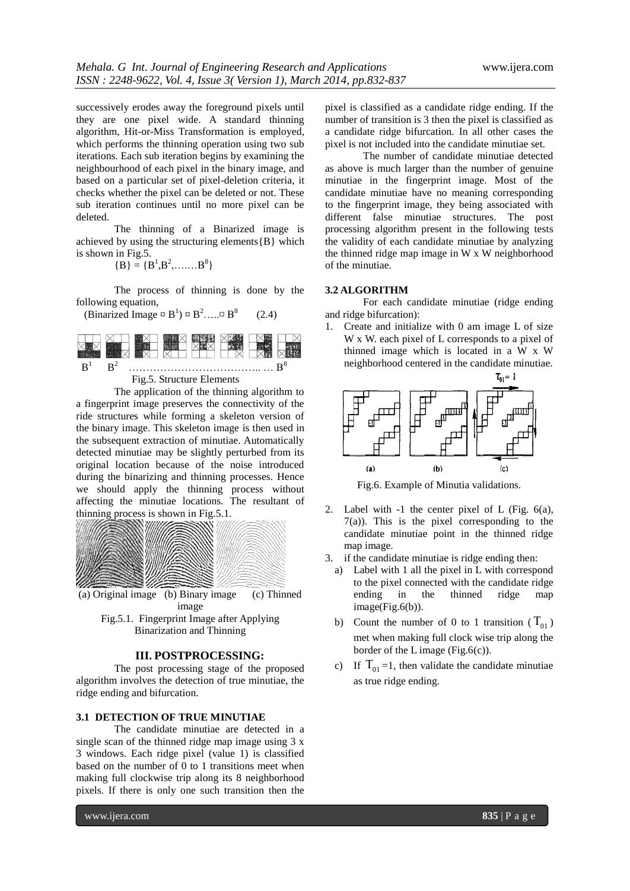successively erodes away the foreground pixels until they are one pixel wide. A standard thinning algorithm, Hit-or-Miss Transformation is employed, which performs the thinning operation using two sub iterations. Each sub iteration begins by examining the neighbourhood of each pixel in the binary image, and based on a particular set of pixel-deletion criteria, it checks whether the pixel can be deleted or not. These sub iteration continues until no more pixel can be deleted.

The thinning of a Binarized image is achieved by using the structuring elements{B} which is shown in Fig.5.

$$\{B\} = \{B^1, B^2, \ldots\ldots B^8\}$$

The process of thinning is done by the following equation,

$$(\text{Binarized Image} \,¤\, B^1) \,¤\, B^2 \ldots . ¤\, B^8 \qquad (2.4)$$

$B^1$ $B^2$ ………………………………… … $B^8$

Fig.5. Structure Elements

The application of the thinning algorithm to a fingerprint image preserves the connectivity of the ride structures while forming a skeleton version of the binary image. This skeleton image is then used in the subsequent extraction of minutiae. Automatically detected minutiae may be slightly perturbed from its original location because of the noise introduced during the binarizing and thinning processes. Hence we should apply the thinning process without affecting the minutiae locations. The resultant of thinning process is shown in Fig.5.1.

(a) Original image (b) Binary image (c) Thinned image

Fig.5.1. Fingerprint Image after Applying Binarization and Thinning

## III. POSTPROCESSING:

The post processing stage of the proposed algorithm involves the detection of true minutiae, the ridge ending and bifurcation.

### 3.1 DETECTION OF TRUE MINUTIAE

The candidate minutiae are detected in a single scan of the thinned ridge map image using 3 x 3 windows. Each ridge pixel (value 1) is classified based on the number of 0 to 1 transitions meet when making full clockwise trip along its 8 neighborhood pixels. If there is only one such transition then the pixel is classified as a candidate ridge ending. If the number of transition is 3 then the pixel is classified as a candidate ridge bifurcation. In all other cases the pixel is not included into the candidate minutiae set.

The number of candidate minutiae detected as above is much larger than the number of genuine minutiae in the fingerprint image. Most of the candidate minutiae have no meaning corresponding to the fingerprint image, they being associated with different false minutiae structures. The post processing algorithm present in the following tests the validity of each candidate minutiae by analyzing the thinned ridge map image in W x W neighborhood of the minutiae.

### 3.2 ALGORITHM

For each candidate minutiae (ridge ending and ridge bifurcation):

1. Create and initialize with 0 am image L of size W x W. each pixel of L corresponds to a pixel of thinned image which is located in a W x W neighborhood centered in the candidate minutiae.

$T_{01} = 1$

(a) (b) (c)

Fig.6. Example of Minutia validations.

2. Label with -1 the center pixel of L (Fig. 6(a), 7(a)). This is the pixel corresponding to the candidate minutiae point in the thinned ridge map image.
3. if the candidate minutiae is ridge ending then:
   a) Label with 1 all the pixel in L with correspond to the pixel connected with the candidate ridge ending in the thinned ridge map image(Fig.6(b)).
   b) Count the number of 0 to 1 transition ( $T_{01}$ ) met when making full clock wise trip along the border of the L image (Fig.6(c)).
   c) If $T_{01}$ =1, then validate the candidate minutiae as true ridge ending.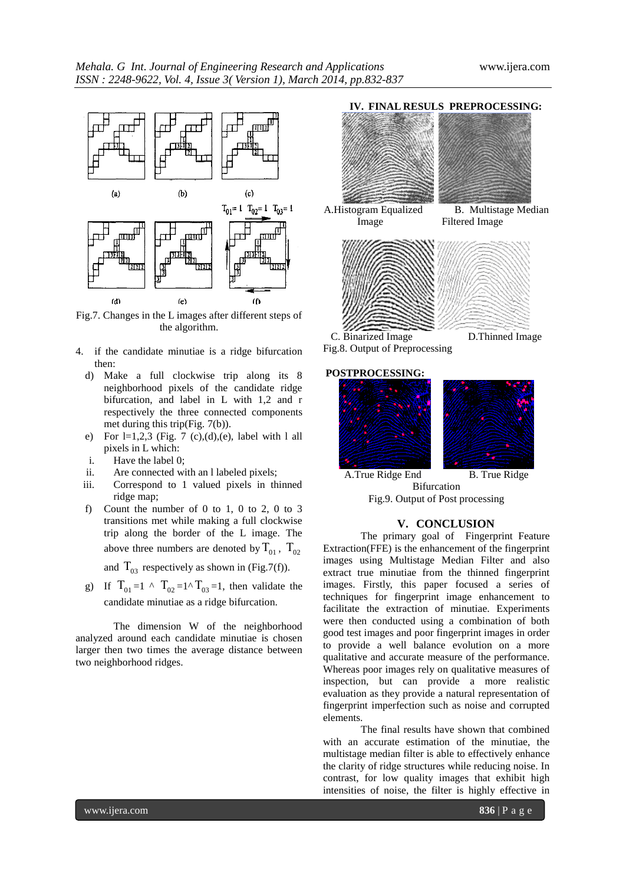Fig.7. Changes in the L images after different steps of the algorithm.

4. if the candidate minutiae is a ridge bifurcation then:
   d) Make a full clockwise trip along its 8 neighborhood pixels of the candidate ridge bifurcation, and label in L with 1,2 and r respectively the three connected components met during this trip(Fig. 7(b)).
   e) For l=1,2,3 (Fig. 7 (c),(d),(e), label with l all pixels in L which:
      i. Have the label 0;
      ii. Are connected with an l labeled pixels;
      iii. Correspond to 1 valued pixels in thinned ridge map;
   f) Count the number of 0 to 1, 0 to 2, 0 to 3 transitions met while making a full clockwise trip along the border of the L image. The above three numbers are denoted by $T_{01}$, $T_{02}$ and $T_{03}$ respectively as shown in (Fig.7(f)).
   g) If $T_{01}=1 \wedge T_{02}=1 \wedge T_{03}=1$, then validate the candidate minutiae as a ridge bifurcation.

The dimension W of the neighborhood analyzed around each candidate minutiae is chosen larger then two times the average distance between two neighborhood ridges.

## IV. FINAL RESULS PREPROCESSING:

A.Histogram Equalized Image

B. Multistage Median Filtered Image

C. Binarized Image

D.Thinned Image

Fig.8. Output of Preprocessing

**POSTPROCESSING:**

A.True Ridge End

B. True Ridge Bifurcation

Fig.9. Output of Post processing

## V. CONCLUSION

The primary goal of Fingerprint Feature Extraction(FFE) is the enhancement of the fingerprint images using Multistage Median Filter and also extract true minutiae from the thinned fingerprint images. Firstly, this paper focused a series of techniques for fingerprint image enhancement to facilitate the extraction of minutiae. Experiments were then conducted using a combination of both good test images and poor fingerprint images in order to provide a well balance evolution on a more qualitative and accurate measure of the performance. Whereas poor images rely on qualitative measures of inspection, but can provide a more realistic evaluation as they provide a natural representation of fingerprint imperfection such as noise and corrupted elements.

The final results have shown that combined with an accurate estimation of the minutiae, the multistage median filter is able to effectively enhance the clarity of ridge structures while reducing noise. In contrast, for low quality images that exhibit high intensities of noise, the filter is highly effective in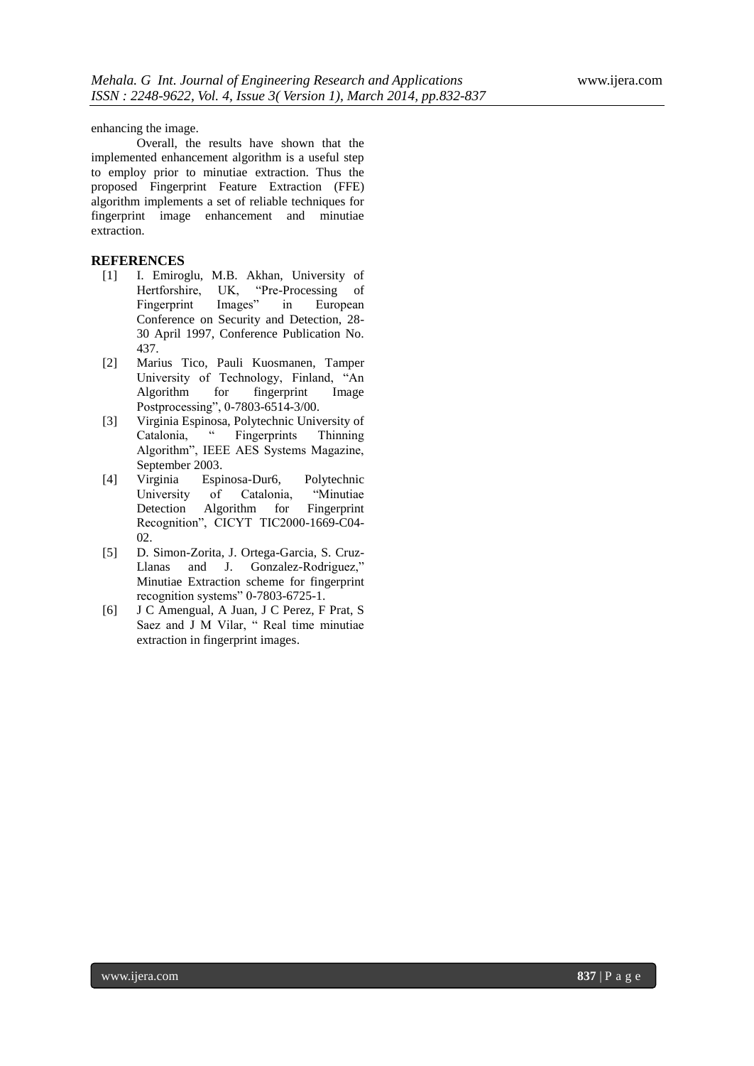enhancing the image.

Overall, the results have shown that the implemented enhancement algorithm is a useful step to employ prior to minutiae extraction. Thus the proposed Fingerprint Feature Extraction (FFE) algorithm implements a set of reliable techniques for fingerprint image enhancement and minutiae extraction.

## REFERENCES

[1] I. Emiroglu, M.B. Akhan, University of Hertforshire, UK, "Pre-Processing of Fingerprint Images" in European Conference on Security and Detection, 28-30 April 1997, Conference Publication No. 437.

[2] Marius Tico, Pauli Kuosmanen, Tamper University of Technology, Finland, "An Algorithm for fingerprint Image Postprocessing", 0-7803-6514-3/00.

[3] Virginia Espinosa, Polytechnic University of Catalonia, " Fingerprints Thinning Algorithm", IEEE AES Systems Magazine, September 2003.

[4] Virginia Espinosa-Dur6, Polytechnic University of Catalonia, "Minutiae Detection Algorithm for Fingerprint Recognition", CICYT TIC2000-1669-C04-02.

[5] D. Simon-Zorita, J. Ortega-Garcia, S. Cruz-Llanas and J. Gonzalez-Rodriguez," Minutiae Extraction scheme for fingerprint recognition systems" 0-7803-6725-1.

[6] J C Amengual, A Juan, J C Perez, F Prat, S Saez and J M Vilar, " Real time minutiae extraction in fingerprint images.